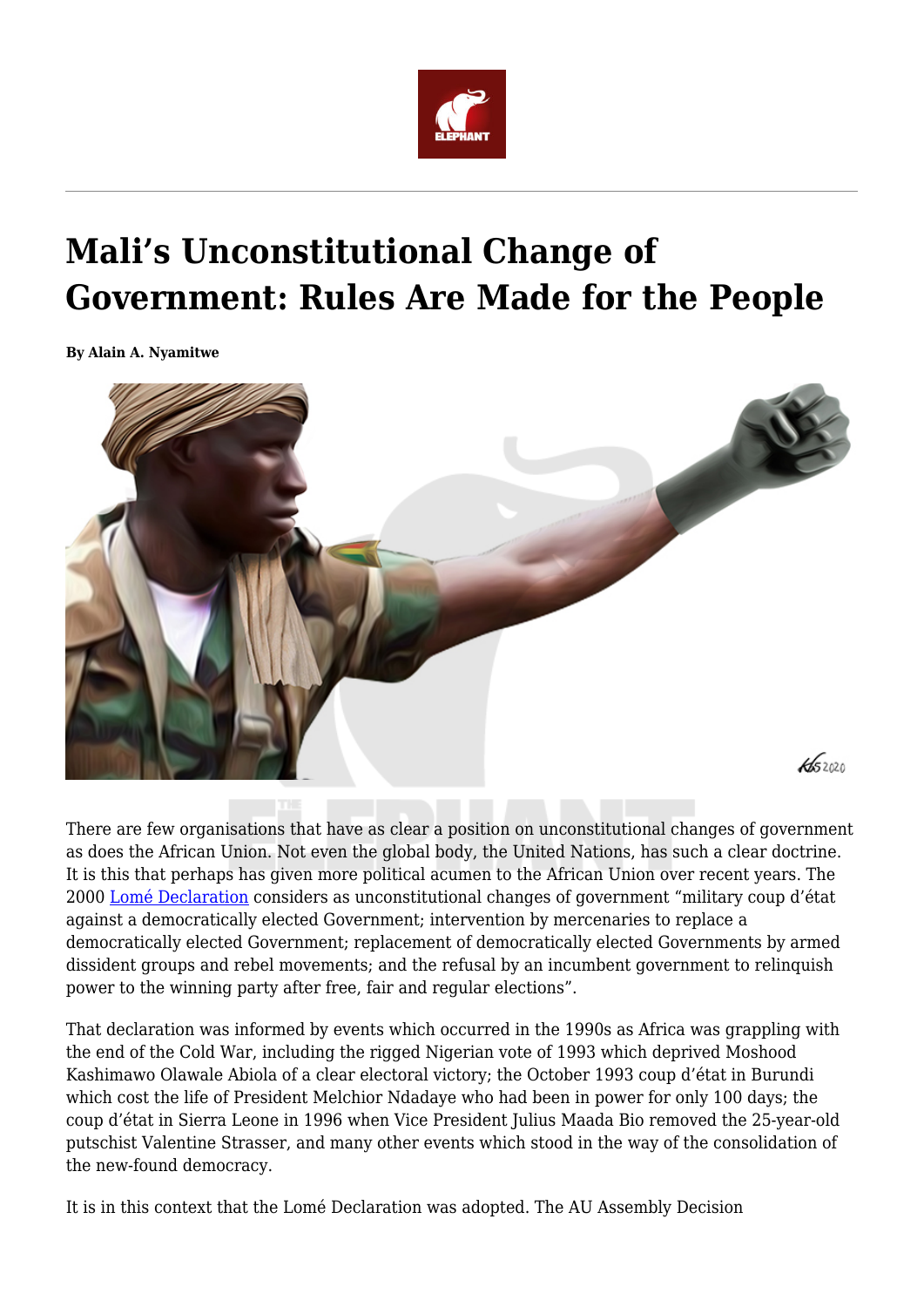# Mali's Unconstitutional Change of Government: Rules Are Made for the People

**By Alain A. Nyamitwe**

There are few organisations that have as clear a position on unconstitutional changes of government as does the African Union. Not even the global body, the United Nations, has such a clear doctrine. It is this that perhaps has given more political acumen to the African Union over recent years. The 2000 Lomé Declaration considers as unconstitutional changes of government "military coup d'état against a democratically elected Government; intervention by mercenaries to replace a democratically elected Government; replacement of democratically elected Governments by armed dissident groups and rebel movements; and the refusal by an incumbent government to relinquish power to the winning party after free, fair and regular elections".

That declaration was informed by events which occurred in the 1990s as Africa was grappling with the end of the Cold War, including the rigged Nigerian vote of 1993 which deprived Moshood Kashimawo Olawale Abiola of a clear electoral victory; the October 1993 coup d'état in Burundi which cost the life of President Melchior Ndadaye who had been in power for only 100 days; the coup d'état in Sierra Leone in 1996 when Vice President Julius Maada Bio removed the 25-year-old putschist Valentine Strasser, and many other events which stood in the way of the consolidation of the new-found democracy.

It is in this context that the Lomé Declaration was adopted. The AU Assembly Decision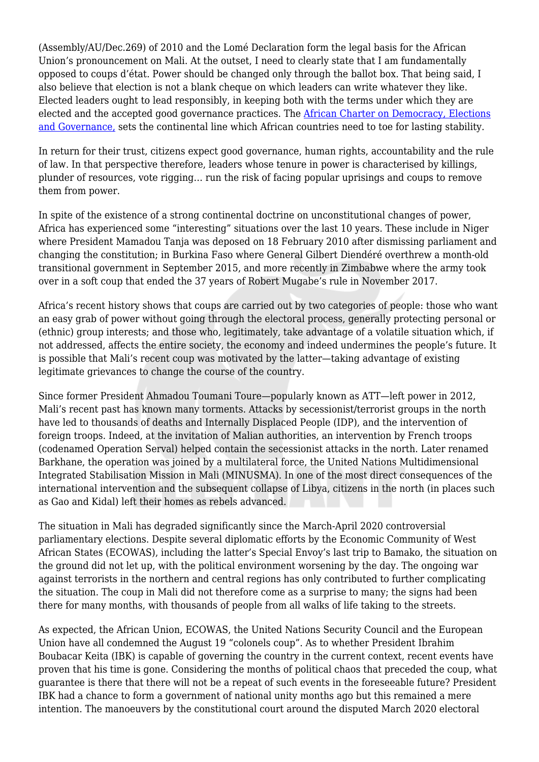(Assembly/AU/Dec.269) of 2010 and the Lomé Declaration form the legal basis for the African Union's pronouncement on Mali. At the outset, I need to clearly state that I am fundamentally opposed to coups d'état. Power should be changed only through the ballot box. That being said, I also believe that election is not a blank cheque on which leaders can write whatever they like. Elected leaders ought to lead responsibly, in keeping both with the terms under which they are elected and the accepted good governance practices. The [African Charter on Democracy, Elections and Governance,](#) sets the continental line which African countries need to toe for lasting stability.

In return for their trust, citizens expect good governance, human rights, accountability and the rule of law. In that perspective therefore, leaders whose tenure in power is characterised by killings, plunder of resources, vote rigging… run the risk of facing popular uprisings and coups to remove them from power.

In spite of the existence of a strong continental doctrine on unconstitutional changes of power, Africa has experienced some "interesting" situations over the last 10 years. These include in Niger where President Mamadou Tanja was deposed on 18 February 2010 after dismissing parliament and changing the constitution; in Burkina Faso where General Gilbert Diendéré overthrew a month-old transitional government in September 2015, and more recently in Zimbabwe where the army took over in a soft coup that ended the 37 years of Robert Mugabe's rule in November 2017.

Africa's recent history shows that coups are carried out by two categories of people: those who want an easy grab of power without going through the electoral process, generally protecting personal or (ethnic) group interests; and those who, legitimately, take advantage of a volatile situation which, if not addressed, affects the entire society, the economy and indeed undermines the people's future. It is possible that Mali's recent coup was motivated by the latter—taking advantage of existing legitimate grievances to change the course of the country.

Since former President Ahmadou Toumani Toure—popularly known as ATT—left power in 2012, Mali's recent past has known many torments. Attacks by secessionist/terrorist groups in the north have led to thousands of deaths and Internally Displaced People (IDP), and the intervention of foreign troops. Indeed, at the invitation of Malian authorities, an intervention by French troops (codenamed Operation Serval) helped contain the secessionist attacks in the north. Later renamed Barkhane, the operation was joined by a multilateral force, the United Nations Multidimensional Integrated Stabilisation Mission in Mali (MINUSMA). In one of the most direct consequences of the international intervention and the subsequent collapse of Libya, citizens in the north (in places such as Gao and Kidal) left their homes as rebels advanced.

The situation in Mali has degraded significantly since the March-April 2020 controversial parliamentary elections. Despite several diplomatic efforts by the Economic Community of West African States (ECOWAS), including the latter's Special Envoy's last trip to Bamako, the situation on the ground did not let up, with the political environment worsening by the day. The ongoing war against terrorists in the northern and central regions has only contributed to further complicating the situation. The coup in Mali did not therefore come as a surprise to many; the signs had been there for many months, with thousands of people from all walks of life taking to the streets.

As expected, the African Union, ECOWAS, the United Nations Security Council and the European Union have all condemned the August 19 "colonels coup". As to whether President Ibrahim Boubacar Keita (IBK) is capable of governing the country in the current context, recent events have proven that his time is gone. Considering the months of political chaos that preceded the coup, what guarantee is there that there will not be a repeat of such events in the foreseeable future? President IBK had a chance to form a government of national unity months ago but this remained a mere intention. The manoeuvers by the constitutional court around the disputed March 2020 electoral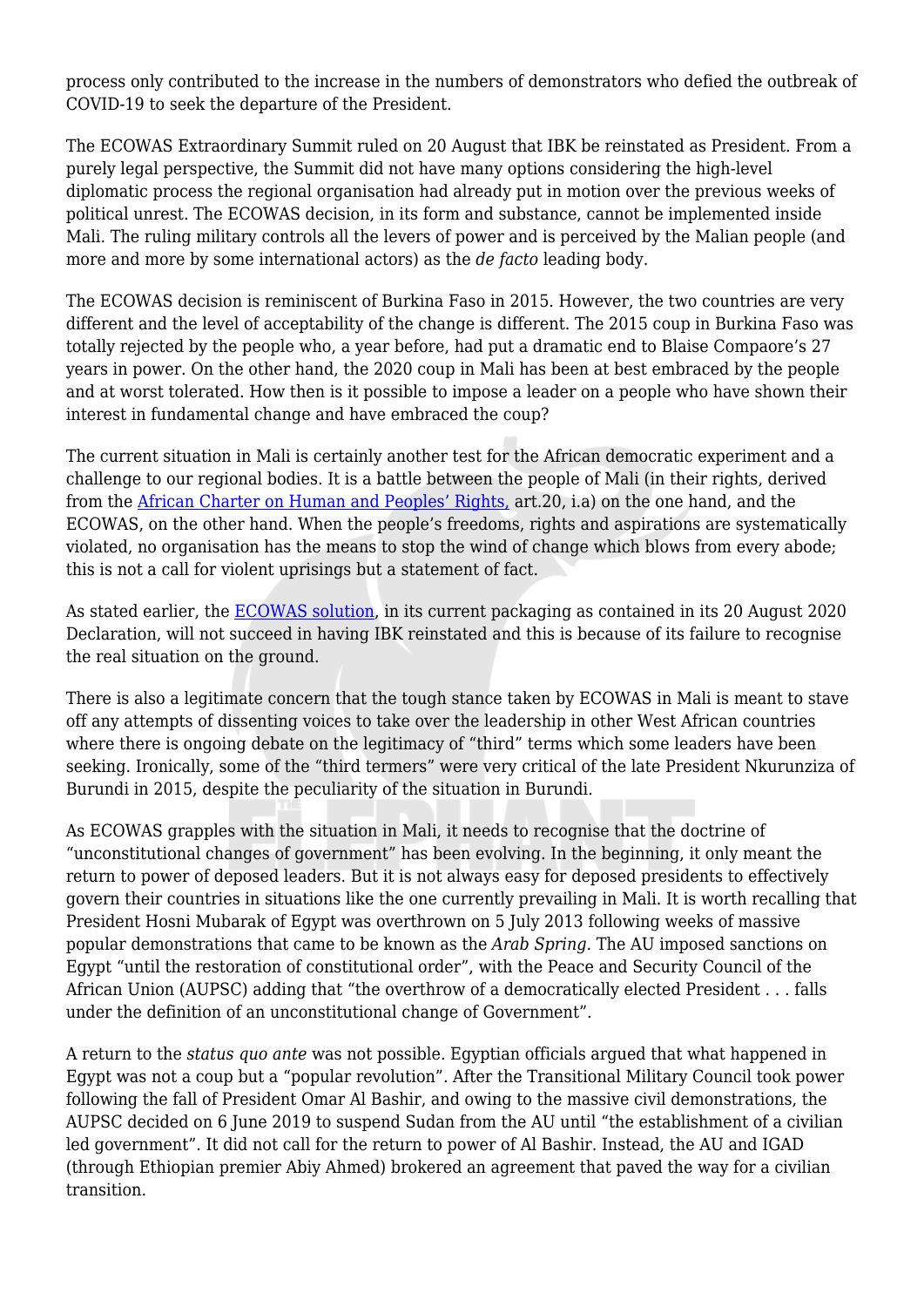process only contributed to the increase in the numbers of demonstrators who defied the outbreak of COVID-19 to seek the departure of the President.

The ECOWAS Extraordinary Summit ruled on 20 August that IBK be reinstated as President. From a purely legal perspective, the Summit did not have many options considering the high-level diplomatic process the regional organisation had already put in motion over the previous weeks of political unrest. The ECOWAS decision, in its form and substance, cannot be implemented inside Mali. The ruling military controls all the levers of power and is perceived by the Malian people (and more and more by some international actors) as the *de facto* leading body.

The ECOWAS decision is reminiscent of Burkina Faso in 2015. However, the two countries are very different and the level of acceptability of the change is different. The 2015 coup in Burkina Faso was totally rejected by the people who, a year before, had put a dramatic end to Blaise Compaore's 27 years in power. On the other hand, the 2020 coup in Mali has been at best embraced by the people and at worst tolerated. How then is it possible to impose a leader on a people who have shown their interest in fundamental change and have embraced the coup?

The current situation in Mali is certainly another test for the African democratic experiment and a challenge to our regional bodies. It is a battle between the people of Mali (in their rights, derived from the [African Charter on Human and Peoples' Rights,] art.20, i.a) on the one hand, and the ECOWAS, on the other hand. When the people's freedoms, rights and aspirations are systematically violated, no organisation has the means to stop the wind of change which blows from every abode; this is not a call for violent uprisings but a statement of fact.

As stated earlier, the [ECOWAS solution], in its current packaging as contained in its 20 August 2020 Declaration, will not succeed in having IBK reinstated and this is because of its failure to recognise the real situation on the ground.

There is also a legitimate concern that the tough stance taken by ECOWAS in Mali is meant to stave off any attempts of dissenting voices to take over the leadership in other West African countries where there is ongoing debate on the legitimacy of "third" terms which some leaders have been seeking. Ironically, some of the "third termers" were very critical of the late President Nkurunziza of Burundi in 2015, despite the peculiarity of the situation in Burundi.

As ECOWAS grapples with the situation in Mali, it needs to recognise that the doctrine of "unconstitutional changes of government" has been evolving. In the beginning, it only meant the return to power of deposed leaders. But it is not always easy for deposed presidents to effectively govern their countries in situations like the one currently prevailing in Mali. It is worth recalling that President Hosni Mubarak of Egypt was overthrown on 5 July 2013 following weeks of massive popular demonstrations that came to be known as the *Arab Spring*. The AU imposed sanctions on Egypt "until the restoration of constitutional order", with the Peace and Security Council of the African Union (AUPSC) adding that "the overthrow of a democratically elected President . . . falls under the definition of an unconstitutional change of Government".

A return to the *status quo ante* was not possible. Egyptian officials argued that what happened in Egypt was not a coup but a "popular revolution". After the Transitional Military Council took power following the fall of President Omar Al Bashir, and owing to the massive civil demonstrations, the AUPSC decided on 6 June 2019 to suspend Sudan from the AU until "the establishment of a civilian led government". It did not call for the return to power of Al Bashir. Instead, the AU and IGAD (through Ethiopian premier Abiy Ahmed) brokered an agreement that paved the way for a civilian transition.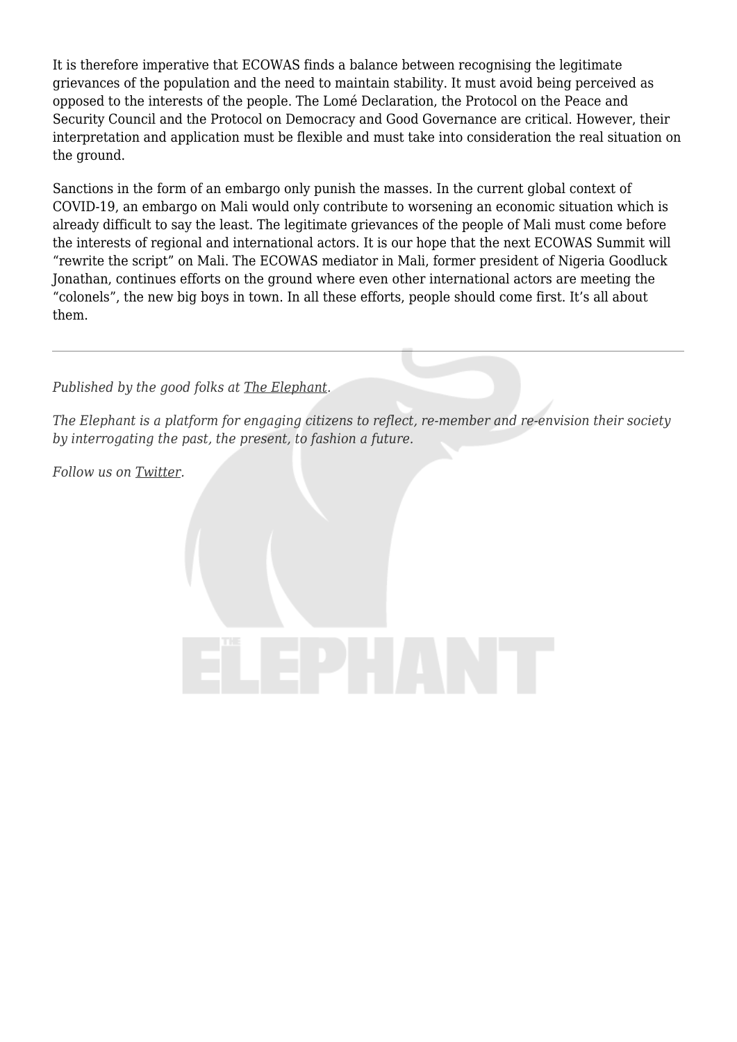It is therefore imperative that ECOWAS finds a balance between recognising the legitimate grievances of the population and the need to maintain stability. It must avoid being perceived as opposed to the interests of the people. The Lomé Declaration, the Protocol on the Peace and Security Council and the Protocol on Democracy and Good Governance are critical. However, their interpretation and application must be flexible and must take into consideration the real situation on the ground.

Sanctions in the form of an embargo only punish the masses. In the current global context of COVID-19, an embargo on Mali would only contribute to worsening an economic situation which is already difficult to say the least. The legitimate grievances of the people of Mali must come before the interests of regional and international actors. It is our hope that the next ECOWAS Summit will "rewrite the script" on Mali. The ECOWAS mediator in Mali, former president of Nigeria Goodluck Jonathan, continues efforts on the ground where even other international actors are meeting the "colonels", the new big boys in town. In all these efforts, people should come first. It's all about them.

---

*Published by the good folks at The Elephant.*

*The Elephant is a platform for engaging citizens to reflect, re-member and re-envision their society by interrogating the past, the present, to fashion a future.*

*Follow us on Twitter.*